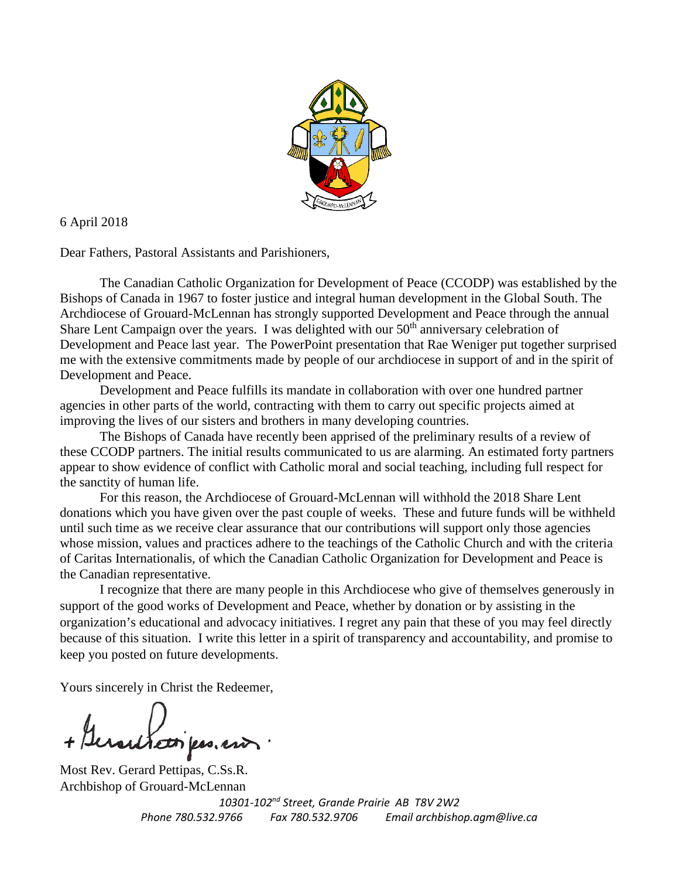6 April 2018

Dear Fathers, Pastoral Assistants and Parishioners,

The Canadian Catholic Organization for Development of Peace (CCODP) was established by the Bishops of Canada in 1967 to foster justice and integral human development in the Global South. The Archdiocese of Grouard-McLennan has strongly supported Development and Peace through the annual Share Lent Campaign over the years. I was delighted with our 50th anniversary celebration of Development and Peace last year. The PowerPoint presentation that Rae Weniger put together surprised me with the extensive commitments made by people of our archdiocese in support of and in the spirit of Development and Peace.

Development and Peace fulfills its mandate in collaboration with over one hundred partner agencies in other parts of the world, contracting with them to carry out specific projects aimed at improving the lives of our sisters and brothers in many developing countries.

The Bishops of Canada have recently been apprised of the preliminary results of a review of these CCODP partners. The initial results communicated to us are alarming. An estimated forty partners appear to show evidence of conflict with Catholic moral and social teaching, including full respect for the sanctity of human life.

For this reason, the Archdiocese of Grouard-McLennan will withhold the 2018 Share Lent donations which you have given over the past couple of weeks. These and future funds will be withheld until such time as we receive clear assurance that our contributions will support only those agencies whose mission, values and practices adhere to the teachings of the Catholic Church and with the criteria of Caritas Internationalis, of which the Canadian Catholic Organization for Development and Peace is the Canadian representative.

I recognize that there are many people in this Archdiocese who give of themselves generously in support of the good works of Development and Peace, whether by donation or by assisting in the organization's educational and advocacy initiatives. I regret any pain that these of you may feel directly because of this situation. I write this letter in a spirit of transparency and accountability, and promise to keep you posted on future developments.

Yours sincerely in Christ the Redeemer,

+ Gerard Pettipas, CSsR.

Most Rev. Gerard Pettipas, C.Ss.R.
Archbishop of Grouard-McLennan

*10301-102nd Street, Grande Prairie AB T8V 2W2*
*Phone 780.532.9766 Fax 780.532.9706 Email archbishop.agm@live.ca*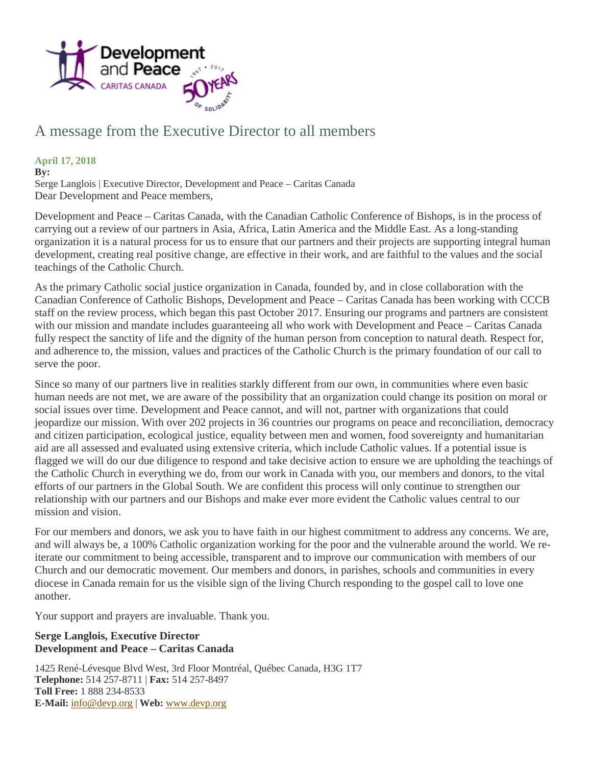# A message from the Executive Director to all members

**April 17, 2018**

**By:**

Serge Langlois | Executive Director, Development and Peace – Caritas Canada

Dear Development and Peace members,

Development and Peace – Caritas Canada, with the Canadian Catholic Conference of Bishops, is in the process of carrying out a review of our partners in Asia, Africa, Latin America and the Middle East. As a long-standing organization it is a natural process for us to ensure that our partners and their projects are supporting integral human development, creating real positive change, are effective in their work, and are faithful to the values and the social teachings of the Catholic Church.

As the primary Catholic social justice organization in Canada, founded by, and in close collaboration with the Canadian Conference of Catholic Bishops, Development and Peace – Caritas Canada has been working with CCCB staff on the review process, which began this past October 2017. Ensuring our programs and partners are consistent with our mission and mandate includes guaranteeing all who work with Development and Peace – Caritas Canada fully respect the sanctity of life and the dignity of the human person from conception to natural death. Respect for, and adherence to, the mission, values and practices of the Catholic Church is the primary foundation of our call to serve the poor.

Since so many of our partners live in realities starkly different from our own, in communities where even basic human needs are not met, we are aware of the possibility that an organization could change its position on moral or social issues over time. Development and Peace cannot, and will not, partner with organizations that could jeopardize our mission. With over 202 projects in 36 countries our programs on peace and reconciliation, democracy and citizen participation, ecological justice, equality between men and women, food sovereignty and humanitarian aid are all assessed and evaluated using extensive criteria, which include Catholic values. If a potential issue is flagged we will do our due diligence to respond and take decisive action to ensure we are upholding the teachings of the Catholic Church in everything we do, from our work in Canada with you, our members and donors, to the vital efforts of our partners in the Global South. We are confident this process will only continue to strengthen our relationship with our partners and our Bishops and make ever more evident the Catholic values central to our mission and vision.

For our members and donors, we ask you to have faith in our highest commitment to address any concerns. We are, and will always be, a 100% Catholic organization working for the poor and the vulnerable around the world. We re-iterate our commitment to being accessible, transparent and to improve our communication with members of our Church and our democratic movement. Our members and donors, in parishes, schools and communities in every diocese in Canada remain for us the visible sign of the living Church responding to the gospel call to love one another.

Your support and prayers are invaluable. Thank you.

**Serge Langlois, Executive Director**
**Development and Peace – Caritas Canada**

1425 René-Lévesque Blvd West, 3rd Floor Montréal, Québec Canada, H3G 1T7
**Telephone:** 514 257-8711 | **Fax:** 514 257-8497
**Toll Free:** 1 888 234-8533
**E-Mail:** info@devp.org | **Web:** www.devp.org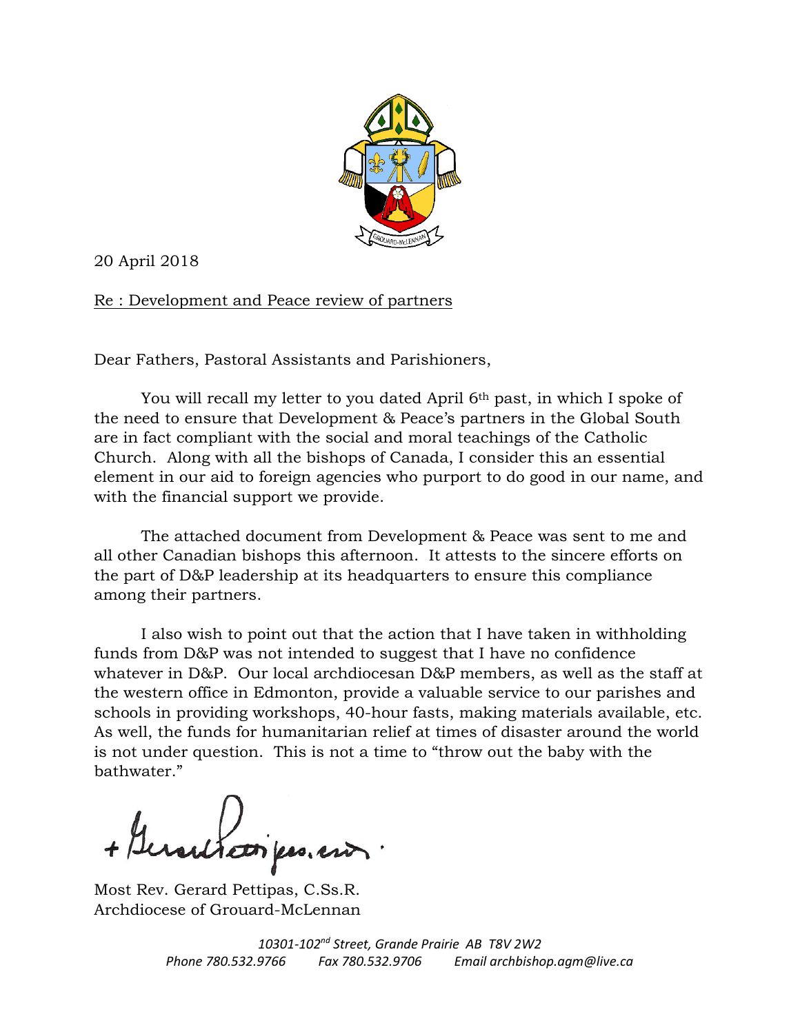20 April 2018

Re : Development and Peace review of partners

Dear Fathers, Pastoral Assistants and Parishioners,

You will recall my letter to you dated April 6th past, in which I spoke of the need to ensure that Development & Peace's partners in the Global South are in fact compliant with the social and moral teachings of the Catholic Church. Along with all the bishops of Canada, I consider this an essential element in our aid to foreign agencies who purport to do good in our name, and with the financial support we provide.

The attached document from Development & Peace was sent to me and all other Canadian bishops this afternoon. It attests to the sincere efforts on the part of D&P leadership at its headquarters to ensure this compliance among their partners.

I also wish to point out that the action that I have taken in withholding funds from D&P was not intended to suggest that I have no confidence whatever in D&P. Our local archdiocesan D&P members, as well as the staff at the western office in Edmonton, provide a valuable service to our parishes and schools in providing workshops, 40-hour fasts, making materials available, etc. As well, the funds for humanitarian relief at times of disaster around the world is not under question. This is not a time to "throw out the baby with the bathwater."

+ Gerard Pettipas, CSsR

Most Rev. Gerard Pettipas, C.Ss.R.
Archdiocese of Grouard-McLennan

*10301-102nd Street, Grande Prairie AB T8V 2W2*
*Phone 780.532.9766 Fax 780.532.9706 Email archbishop.agm@live.ca*